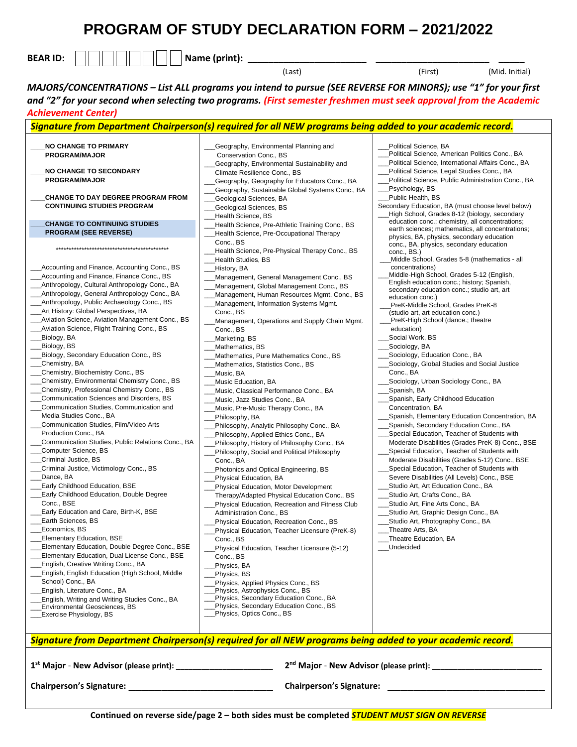# PROGRAM OF STUDY DECLARATION FORM – 2021/2022

**BEAR ID:** ☐☐☐☐☐☐☐☐ **Name (print):** ______________________ ______________________ _____

(Last) (First) (Mid. Initial)

***MAJORS/CONCENTRATIONS – List ALL programs you intend to pursue (SEE REVERSE FOR MINORS); use "1" for your first and "2" for your second when selecting two programs.*** ***(First semester freshmen must seek approval from the Academic Achievement Center)***

***Signature from Department Chairperson(s) required for all NEW programs being added to your academic record.***

____**NO CHANGE TO PRIMARY PROGRAM/MAJOR**

____**NO CHANGE TO SECONDARY PROGRAM/MAJOR**

____**CHANGE TO DAY DEGREE PROGRAM FROM CONTINUING STUDIES PROGRAM**

____**CHANGE TO CONTINUING STUDIES PROGRAM (SEE REVERSE)**

**********************************************

- ___Accounting and Finance, Accounting Conc., BS
- ___Accounting and Finance, Finance Conc., BS
- ___Anthropology, Cultural Anthropology Conc., BA
- ___Anthropology, General Anthropology Conc., BA
- ___Anthropology, Public Archaeology Conc., BS
- ___Art History: Global Perspectives, BA
- ___Aviation Science, Aviation Management Conc., BS
- ___Aviation Science, Flight Training Conc., BS
- ___Biology, BA
- ___Biology, BS
- ___Biology, Secondary Education Conc., BS
- ___Chemistry, BA
- ___Chemistry, Biochemistry Conc., BS
- ___Chemistry, Environmental Chemistry Conc., BS
- ___Chemistry, Professional Chemistry Conc., BS
- ___Communication Sciences and Disorders, BS
- ___Communication Studies, Communication and Media Studies Conc., BA
- ___Communication Studies, Film/Video Arts Production Conc., BA
- ___Communication Studies, Public Relations Conc., BA
- ___Computer Science, BS
- ___Criminal Justice, BS
- ___Criminal Justice, Victimology Conc., BS
- ___Dance, BA
- ___Early Childhood Education, BSE
- ___Early Childhood Education, Double Degree Conc., BSE
- ___Early Education and Care, Birth-K, BSE
- ___Earth Sciences, BS
- ___Economics, BS
- ___Elementary Education, BSE
- ___Elementary Education, Double Degree Conc., BSE
- ___Elementary Education, Dual License Conc., BSE
- ___English, Creative Writing Conc., BA
- ___English, English Education (High School, Middle School) Conc., BA
- ___English, Literature Conc., BA
- ___English, Writing and Writing Studies Conc., BA
- ___Environmental Geosciences, BS
- ___Exercise Physiology, BS
- ___Geography, Environmental Planning and Conservation Conc., BS
- ___Geography, Environmental Sustainability and Climate Resilience Conc., BS
- ___Geography, Geography for Educators Conc., BA
- ___Geography, Sustainable Global Systems Conc., BA
- ___Geological Sciences, BA
- ___Geological Sciences, BS
- ___Health Science, BS
- ___Health Science, Pre-Athletic Training Conc., BS
- ___Health Science, Pre-Occupational Therapy Conc., BS
- ___Health Science, Pre-Physical Therapy Conc., BS
- ___Health Studies, BS
- ___History, BA
- ___Management, General Management Conc., BS
- ___Management, Global Management Conc., BS
- ___Management, Human Resources Mgmt. Conc., BS
- ___Management, Information Systems Mgmt. Conc., BS
- ___Management, Operations and Supply Chain Mgmt. Conc., BS
- ___Marketing, BS
- ___Mathematics, BS
- ___Mathematics, Pure Mathematics Conc., BS
- ___Mathematics, Statistics Conc., BS
- ___Music, BA
- ___Music Education, BA
- ___Music, Classical Performance Conc., BA
- ___Music, Jazz Studies Conc., BA
- ___Music, Pre-Music Therapy Conc., BA
- ___Philosophy, BA
- ___Philosophy, Analytic Philosophy Conc., BA
- ___Philosophy, Applied Ethics Conc., BA
- ___Philosophy, History of Philosophy Conc., BA
- ___Philosophy, Social and Political Philosophy Conc., BA
- ___Photonics and Optical Engineering, BS
- ___Physical Education, BA
- ___Physical Education, Motor Development Therapy/Adapted Physical Education Conc., BS
- ___Physical Education, Recreation and Fitness Club Administration Conc., BS
- ___Physical Education, Recreation Conc., BS
- ___Physical Education, Teacher Licensure (PreK-8) Conc., BS
- ___Physical Education, Teacher Licensure (5-12) Conc., BS
- ___Physics, BA
- ___Physics, BS
- ___Physics, Applied Physics Conc., BS
- ___Physics, Astrophysics Conc., BS
- ___Physics, Secondary Education Conc., BA
- ___Physics, Secondary Education Conc., BS
- ___Physics, Optics Conc., BS
- ___Political Science, BA
- ___Political Science, American Politics Conc., BA
- ___Political Science, International Affairs Conc., BA
- ___Political Science, Legal Studies Conc., BA
- ___Political Science, Public Administration Conc., BA
- ___Psychology, BS
- ___Public Health, BS
- Secondary Education, BA (must choose level below)
  - ___High School, Grades 8-12 (biology, secondary education conc.; chemistry, all concentrations; earth sciences; mathematics, all concentrations; physics, BA, physics, secondary education conc., BA, physics, secondary education conc., BS.)
  - ___Middle School, Grades 5-8 (mathematics - all concentrations)
  - ___Middle-High School, Grades 5-12 (English, English education conc.; history; Spanish, secondary education conc.; studio art, art education conc.)
  - ___PreK-Middle School, Grades PreK-8 (studio art, art education conc.)
  - ___PreK-High School (dance.; theatre education)
- ___Social Work, BS
- ___Sociology, BA
- ___Sociology, Education Conc., BA
- ___Sociology, Global Studies and Social Justice Conc., BA
- ___Sociology, Urban Sociology Conc., BA
- ___Spanish, BA
- ___Spanish, Early Childhood Education Concentration, BA
- ___Spanish, Elementary Education Concentration, BA
- ___Spanish, Secondary Education Conc., BA
- ___Special Education, Teacher of Students with Moderate Disabilities (Grades PreK-8) Conc., BSE
- ___Special Education, Teacher of Students with Moderate Disabilities (Grades 5-12) Conc., BSE
- ___Special Education, Teacher of Students with Severe Disabilities (All Levels) Conc., BSE
- ___Studio Art, Art Education Conc., BA
- ___Studio Art, Crafts Conc., BA
- ___Studio Art, Fine Arts Conc., BA
- ___Studio Art, Graphic Design Conc., BA
- ___Studio Art, Photography Conc., BA
- ___Theatre Arts, BA
- ___Theatre Education, BA
- ___Undecided

***Signature from Department Chairperson(s) required for all NEW programs being added to your academic record.***

**1st Major - New Advisor** (please print): ______________________ **2nd Major - New Advisor** (please print): ______________________

**Chairperson's Signature:** ______________________________ **Chairperson's Signature:** ______________________________

**Continued on reverse side/page 2 – both sides must be completed** ***STUDENT MUST SIGN ON REVERSE***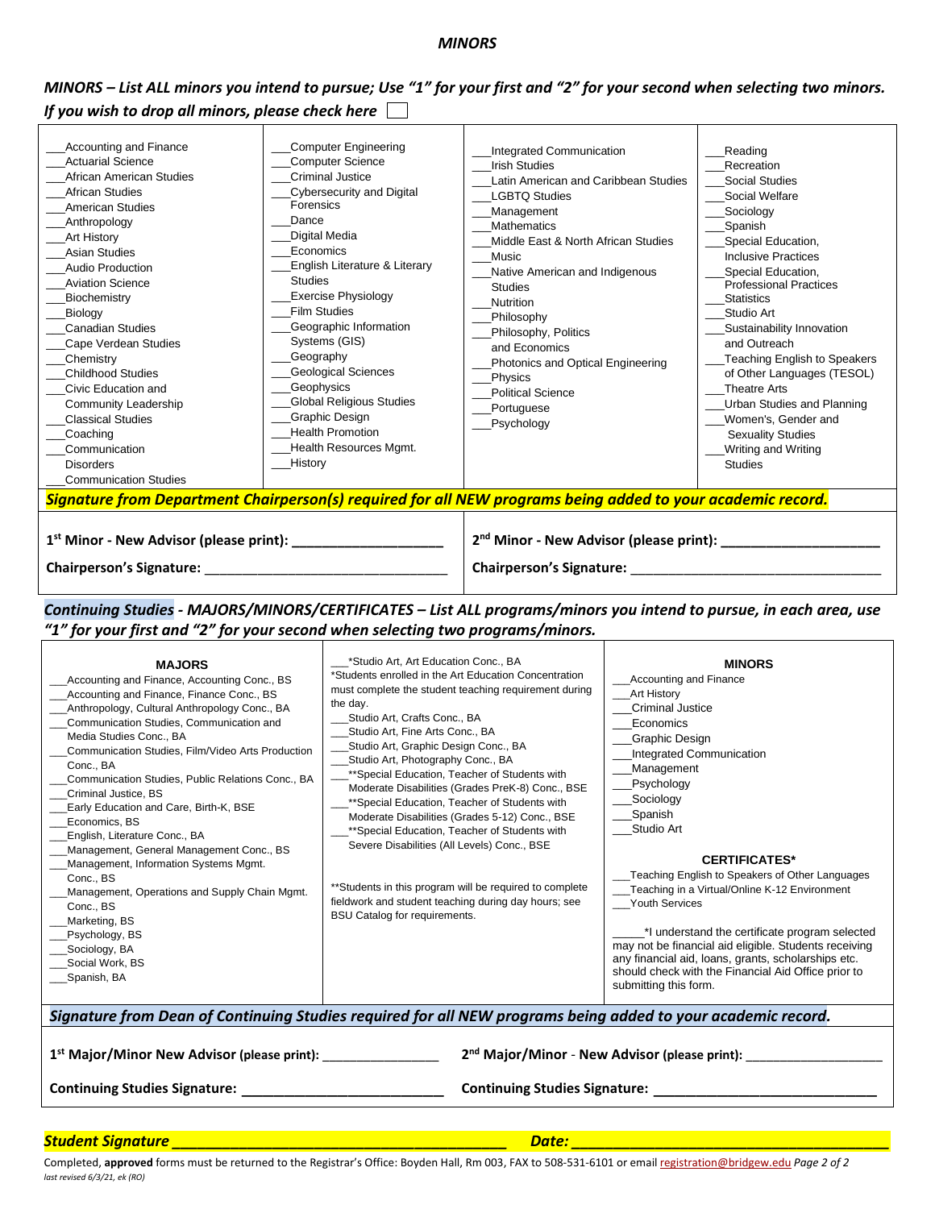# MINORS

***MINORS – List ALL minors you intend to pursue; Use "1" for your first and "2" for your second when selecting two minors. If you wish to drop all minors, please check here*** ☐

___Accounting and Finance
___Actuarial Science
___African American Studies
___African Studies
___American Studies
___Anthropology
___Art History
___Asian Studies
___Audio Production
___Aviation Science
___Biochemistry
___Biology
___Canadian Studies
___Cape Verdean Studies
___Chemistry
___Childhood Studies
___Civic Education and Community Leadership
___Classical Studies
___Coaching
___Communication Disorders
___Communication Studies
___Computer Engineering
___Computer Science
___Criminal Justice
___Cybersecurity and Digital Forensics
___Dance
___Digital Media
___Economics
___English Literature & Literary Studies
___Exercise Physiology
___Film Studies
___Geographic Information Systems (GIS)
___Geography
___Geological Sciences
___Geophysics
___Global Religious Studies
___Graphic Design
___Health Promotion
___Health Resources Mgmt.
___History
___Integrated Communication
___Irish Studies
___Latin American and Caribbean Studies
___LGBTQ Studies
___Management
___Mathematics
___Middle East & North African Studies
___Music
___Native American and Indigenous Studies
___Nutrition
___Philosophy
___Philosophy, Politics and Economics
___Photonics and Optical Engineering
___Physics
___Political Science
___Portuguese
___Psychology
___Reading
___Recreation
___Social Studies
___Social Welfare
___Sociology
___Spanish
___Special Education, Inclusive Practices
___Special Education, Professional Practices
___Statistics
___Studio Art
___Sustainability Innovation and Outreach
___Teaching English to Speakers of Other Languages (TESOL)
___Theatre Arts
___Urban Studies and Planning
___Women's, Gender and Sexuality Studies
___Writing and Writing Studies

***Signature from Department Chairperson(s) required for all NEW programs being added to your academic record.***

**1st Minor - New Advisor (please print):** ____________________

**Chairperson's Signature:** ________________________________

**2nd Minor - New Advisor (please print):** ____________________

**Chairperson's Signature:** ________________________________

***Continuing Studies - MAJORS/MINORS/CERTIFICATES – List ALL programs/minors you intend to pursue, in each area, use "1" for your first and "2" for your second when selecting two programs/minors.***

**MAJORS**

___Accounting and Finance, Accounting Conc., BS
___Accounting and Finance, Finance Conc., BS
___Anthropology, Cultural Anthropology Conc., BA
___Communication Studies, Communication and Media Studies Conc., BA
___Communication Studies, Film/Video Arts Production Conc., BA
___Communication Studies, Public Relations Conc., BA
___Criminal Justice, BS
___Early Education and Care, Birth-K, BSE
___Economics, BS
___English, Literature Conc., BA
___Management, General Management Conc., BS
___Management, Information Systems Mgmt. Conc., BS
___Management, Operations and Supply Chain Mgmt. Conc., BS
___Marketing, BS
___Psychology, BS
___Sociology, BA
___Social Work, BS
___Spanish, BA
___*Studio Art, Art Education Conc., BA

*Students enrolled in the Art Education Concentration must complete the student teaching requirement during the day.

___Studio Art, Crafts Conc., BA
___Studio Art, Fine Arts Conc., BA
___Studio Art, Graphic Design Conc., BA
___Studio Art, Photography Conc., BA
___**Special Education, Teacher of Students with Moderate Disabilities (Grades PreK-8) Conc., BSE
___**Special Education, Teacher of Students with Moderate Disabilities (Grades 5-12) Conc., BSE
___**Special Education, Teacher of Students with Severe Disabilities (All Levels) Conc., BSE

**Students in this program will be required to complete fieldwork and student teaching during day hours; see BSU Catalog for requirements.

**MINORS**

___Accounting and Finance
___Art History
___Criminal Justice
___Economics
___Graphic Design
___Integrated Communication
___Management
___Psychology
___Sociology
___Spanish
___Studio Art

**CERTIFICATES***

___Teaching English to Speakers of Other Languages
___Teaching in a Virtual/Online K-12 Environment
___Youth Services

_____*I understand the certificate program selected may not be financial aid eligible. Students receiving any financial aid, loans, grants, scholarships etc. should check with the Financial Aid Office prior to submitting this form.

***Signature from Dean of Continuing Studies required for all NEW programs being added to your academic record.***

**1st Major/Minor New Advisor (please print):** ________________

**Continuing Studies Signature:** __________________________

**2nd Major/Minor - New Advisor (please print):** ___________________

**Continuing Studies Signature:** ____________________________

***Student Signature*** ________________________________________ ***Date:*** ________________________________________

Completed, **approved** forms must be returned to the Registrar's Office: Boyden Hall, Rm 003, FAX to 508-531-6101 or email registration@bridgew.edu

*last revised 6/3/21, ek (RO)*